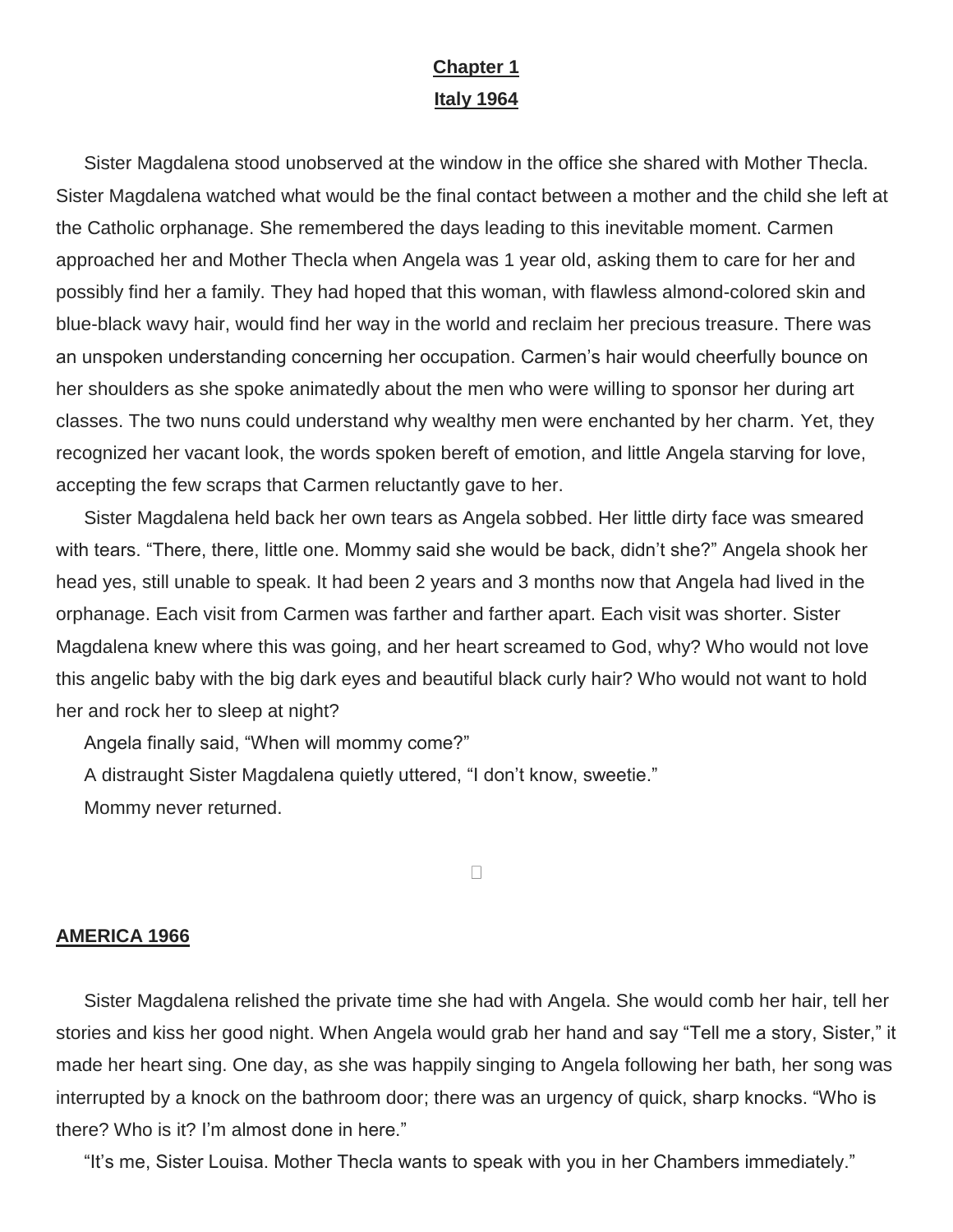# Chapter 1

## Italy 1964

Sister Magdalena stood unobserved at the window in the office she shared with Mother Thecla. Sister Magdalena watched what would be the final contact between a mother and the child she left at the Catholic orphanage. She remembered the days leading to this inevitable moment. Carmen approached her and Mother Thecla when Angela was 1 year old, asking them to care for her and possibly find her a family. They had hoped that this woman, with flawless almond-colored skin and blue-black wavy hair, would find her way in the world and reclaim her precious treasure. There was an unspoken understanding concerning her occupation. Carmen's hair would cheerfully bounce on her shoulders as she spoke animatedly about the men who were willing to sponsor her during art classes. The two nuns could understand why wealthy men were enchanted by her charm. Yet, they recognized her vacant look, the words spoken bereft of emotion, and little Angela starving for love, accepting the few scraps that Carmen reluctantly gave to her.

Sister Magdalena held back her own tears as Angela sobbed. Her little dirty face was smeared with tears. "There, there, little one. Mommy said she would be back, didn't she?" Angela shook her head yes, still unable to speak. It had been 2 years and 3 months now that Angela had lived in the orphanage. Each visit from Carmen was farther and farther apart. Each visit was shorter. Sister Magdalena knew where this was going, and her heart screamed to God, why? Who would not love this angelic baby with the big dark eyes and beautiful black curly hair? Who would not want to hold her and rock her to sleep at night?

Angela finally said, "When will mommy come?"

A distraught Sister Magdalena quietly uttered, "I don't know, sweetie."

Mommy never returned.

## AMERICA 1966

Sister Magdalena relished the private time she had with Angela. She would comb her hair, tell her stories and kiss her good night. When Angela would grab her hand and say "Tell me a story, Sister," it made her heart sing. One day, as she was happily singing to Angela following her bath, her song was interrupted by a knock on the bathroom door; there was an urgency of quick, sharp knocks. "Who is there? Who is it? I'm almost done in here."

"It's me, Sister Louisa. Mother Thecla wants to speak with you in her Chambers immediately."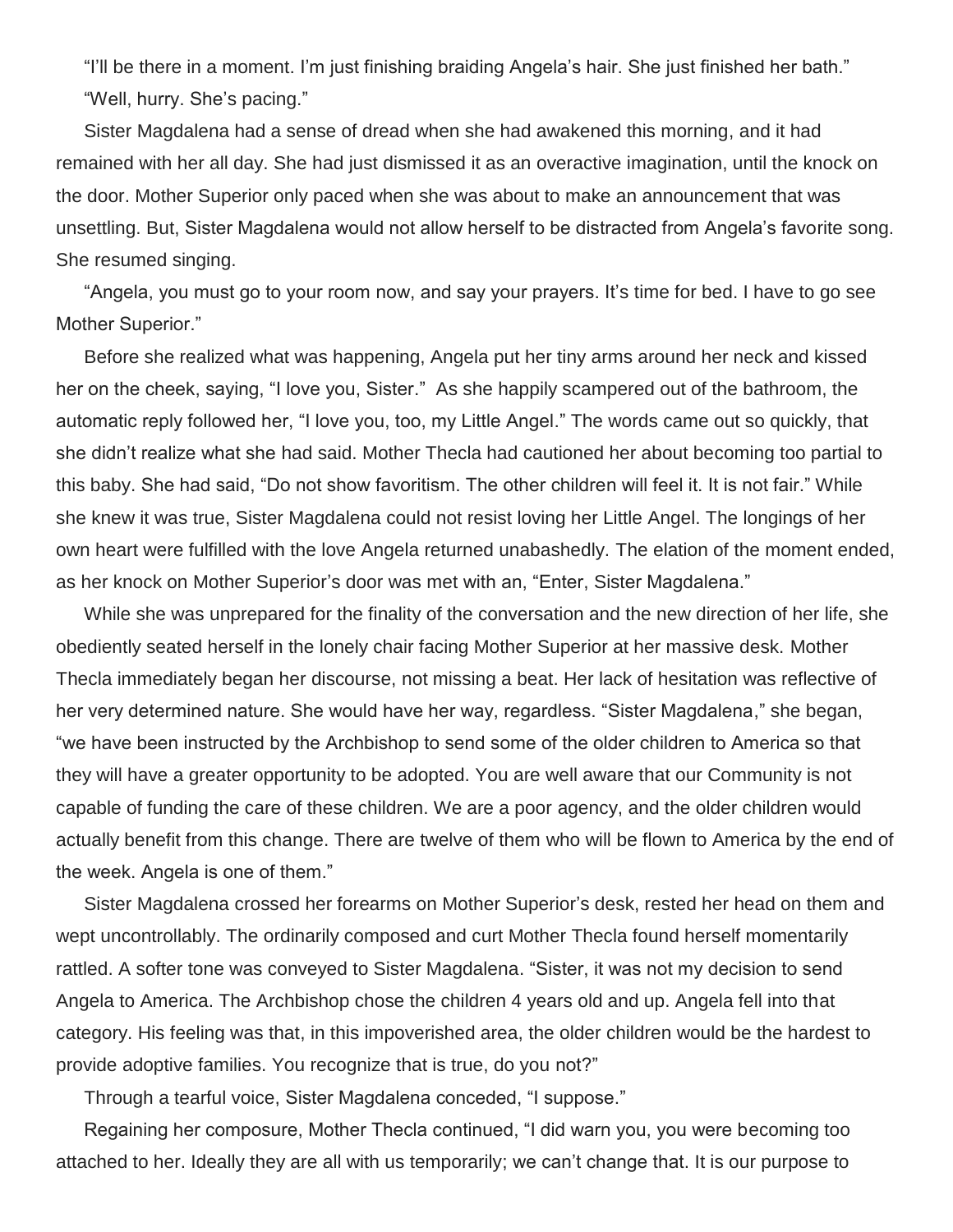"I'll be there in a moment. I'm just finishing braiding Angela's hair. She just finished her bath."

"Well, hurry. She's pacing."

Sister Magdalena had a sense of dread when she had awakened this morning, and it had remained with her all day. She had just dismissed it as an overactive imagination, until the knock on the door. Mother Superior only paced when she was about to make an announcement that was unsettling. But, Sister Magdalena would not allow herself to be distracted from Angela's favorite song. She resumed singing.

"Angela, you must go to your room now, and say your prayers. It's time for bed. I have to go see Mother Superior."

Before she realized what was happening, Angela put her tiny arms around her neck and kissed her on the cheek, saying, "I love you, Sister." As she happily scampered out of the bathroom, the automatic reply followed her, "I love you, too, my Little Angel." The words came out so quickly, that she didn't realize what she had said. Mother Thecla had cautioned her about becoming too partial to this baby. She had said, "Do not show favoritism. The other children will feel it. It is not fair." While she knew it was true, Sister Magdalena could not resist loving her Little Angel. The longings of her own heart were fulfilled with the love Angela returned unabashedly. The elation of the moment ended, as her knock on Mother Superior's door was met with an, "Enter, Sister Magdalena."

While she was unprepared for the finality of the conversation and the new direction of her life, she obediently seated herself in the lonely chair facing Mother Superior at her massive desk. Mother Thecla immediately began her discourse, not missing a beat. Her lack of hesitation was reflective of her very determined nature. She would have her way, regardless. "Sister Magdalena," she began, "we have been instructed by the Archbishop to send some of the older children to America so that they will have a greater opportunity to be adopted. You are well aware that our Community is not capable of funding the care of these children. We are a poor agency, and the older children would actually benefit from this change. There are twelve of them who will be flown to America by the end of the week. Angela is one of them."

Sister Magdalena crossed her forearms on Mother Superior's desk, rested her head on them and wept uncontrollably. The ordinarily composed and curt Mother Thecla found herself momentarily rattled. A softer tone was conveyed to Sister Magdalena. "Sister, it was not my decision to send Angela to America. The Archbishop chose the children 4 years old and up. Angela fell into that category. His feeling was that, in this impoverished area, the older children would be the hardest to provide adoptive families. You recognize that is true, do you not?"

Through a tearful voice, Sister Magdalena conceded, "I suppose."

Regaining her composure, Mother Thecla continued, "I did warn you, you were becoming too attached to her. Ideally they are all with us temporarily; we can't change that. It is our purpose to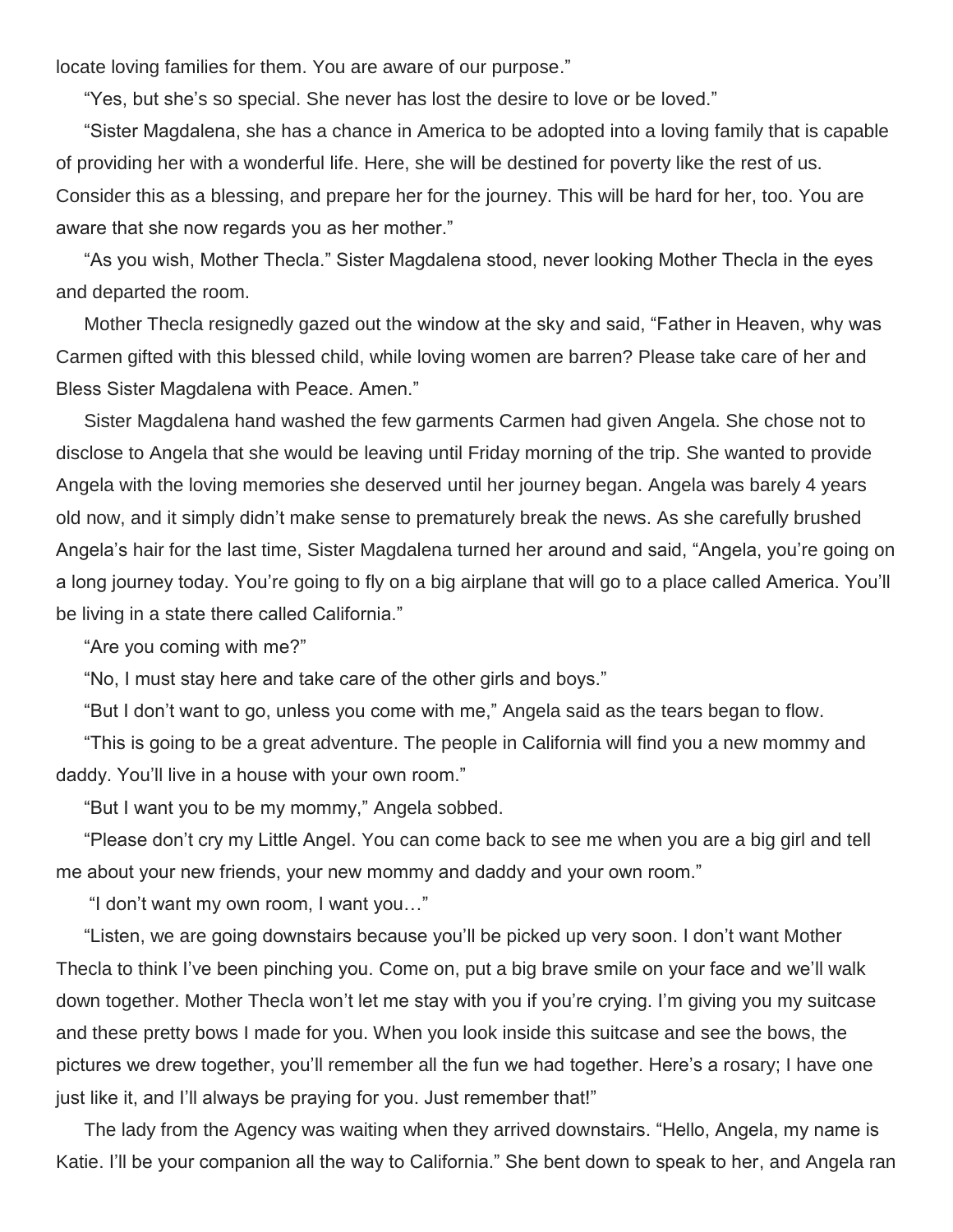locate loving families for them. You are aware of our purpose."

"Yes, but she's so special. She never has lost the desire to love or be loved."

"Sister Magdalena, she has a chance in America to be adopted into a loving family that is capable of providing her with a wonderful life. Here, she will be destined for poverty like the rest of us. Consider this as a blessing, and prepare her for the journey. This will be hard for her, too. You are aware that she now regards you as her mother."

"As you wish, Mother Thecla." Sister Magdalena stood, never looking Mother Thecla in the eyes and departed the room.

Mother Thecla resignedly gazed out the window at the sky and said, "Father in Heaven, why was Carmen gifted with this blessed child, while loving women are barren? Please take care of her and Bless Sister Magdalena with Peace. Amen."

Sister Magdalena hand washed the few garments Carmen had given Angela. She chose not to disclose to Angela that she would be leaving until Friday morning of the trip. She wanted to provide Angela with the loving memories she deserved until her journey began. Angela was barely 4 years old now, and it simply didn't make sense to prematurely break the news. As she carefully brushed Angela's hair for the last time, Sister Magdalena turned her around and said, "Angela, you're going on a long journey today. You're going to fly on a big airplane that will go to a place called America. You'll be living in a state there called California."

"Are you coming with me?"

"No, I must stay here and take care of the other girls and boys."

"But I don't want to go, unless you come with me," Angela said as the tears began to flow.

"This is going to be a great adventure. The people in California will find you a new mommy and daddy. You'll live in a house with your own room."

"But I want you to be my mommy," Angela sobbed.

"Please don't cry my Little Angel. You can come back to see me when you are a big girl and tell me about your new friends, your new mommy and daddy and your own room."

"I don't want my own room, I want you…"

"Listen, we are going downstairs because you'll be picked up very soon. I don't want Mother Thecla to think I've been pinching you. Come on, put a big brave smile on your face and we'll walk down together. Mother Thecla won't let me stay with you if you're crying. I'm giving you my suitcase and these pretty bows I made for you. When you look inside this suitcase and see the bows, the pictures we drew together, you'll remember all the fun we had together. Here's a rosary; I have one just like it, and I'll always be praying for you. Just remember that!"

The lady from the Agency was waiting when they arrived downstairs. "Hello, Angela, my name is Katie. I'll be your companion all the way to California." She bent down to speak to her, and Angela ran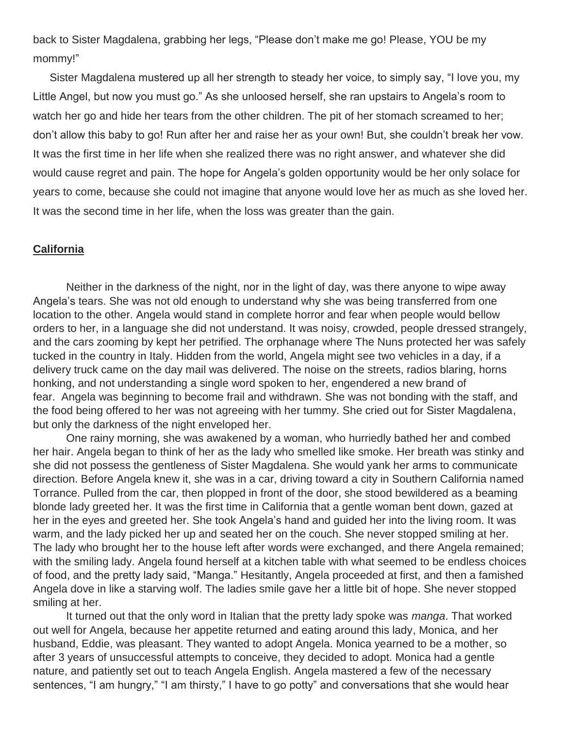back to Sister Magdalena, grabbing her legs, "Please don't make me go! Please, YOU be my mommy!"

Sister Magdalena mustered up all her strength to steady her voice, to simply say, "I love you, my Little Angel, but now you must go." As she unloosed herself, she ran upstairs to Angela's room to watch her go and hide her tears from the other children. The pit of her stomach screamed to her; don't allow this baby to go! Run after her and raise her as your own! But, she couldn't break her vow. It was the first time in her life when she realized there was no right answer, and whatever she did would cause regret and pain. The hope for Angela's golden opportunity would be her only solace for years to come, because she could not imagine that anyone would love her as much as she loved her. It was the second time in her life, when the loss was greater than the gain.

## California

Neither in the darkness of the night, nor in the light of day, was there anyone to wipe away Angela's tears. She was not old enough to understand why she was being transferred from one location to the other. Angela would stand in complete horror and fear when people would bellow orders to her, in a language she did not understand. It was noisy, crowded, people dressed strangely, and the cars zooming by kept her petrified. The orphanage where The Nuns protected her was safely tucked in the country in Italy. Hidden from the world, Angela might see two vehicles in a day, if a delivery truck came on the day mail was delivered. The noise on the streets, radios blaring, horns honking, and not understanding a single word spoken to her, engendered a new brand of fear. Angela was beginning to become frail and withdrawn. She was not bonding with the staff, and the food being offered to her was not agreeing with her tummy. She cried out for Sister Magdalena, but only the darkness of the night enveloped her.

One rainy morning, she was awakened by a woman, who hurriedly bathed her and combed her hair. Angela began to think of her as the lady who smelled like smoke. Her breath was stinky and she did not possess the gentleness of Sister Magdalena. She would yank her arms to communicate direction. Before Angela knew it, she was in a car, driving toward a city in Southern California named Torrance. Pulled from the car, then plopped in front of the door, she stood bewildered as a beaming blonde lady greeted her. It was the first time in California that a gentle woman bent down, gazed at her in the eyes and greeted her. She took Angela's hand and guided her into the living room. It was warm, and the lady picked her up and seated her on the couch. She never stopped smiling at her. The lady who brought her to the house left after words were exchanged, and there Angela remained; with the smiling lady. Angela found herself at a kitchen table with what seemed to be endless choices of food, and the pretty lady said, "Manga." Hesitantly, Angela proceeded at first, and then a famished Angela dove in like a starving wolf. The ladies smile gave her a little bit of hope. She never stopped smiling at her.

It turned out that the only word in Italian that the pretty lady spoke was *manga*. That worked out well for Angela, because her appetite returned and eating around this lady, Monica, and her husband, Eddie, was pleasant. They wanted to adopt Angela. Monica yearned to be a mother, so after 3 years of unsuccessful attempts to conceive, they decided to adopt. Monica had a gentle nature, and patiently set out to teach Angela English. Angela mastered a few of the necessary sentences, "I am hungry," "I am thirsty," I have to go potty" and conversations that she would hear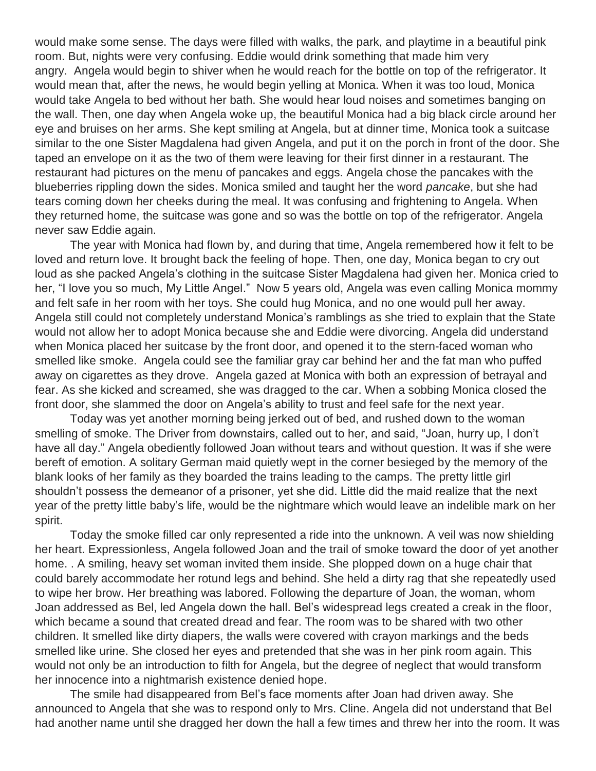would make some sense. The days were filled with walks, the park, and playtime in a beautiful pink room. But, nights were very confusing. Eddie would drink something that made him very angry. Angela would begin to shiver when he would reach for the bottle on top of the refrigerator. It would mean that, after the news, he would begin yelling at Monica. When it was too loud, Monica would take Angela to bed without her bath. She would hear loud noises and sometimes banging on the wall. Then, one day when Angela woke up, the beautiful Monica had a big black circle around her eye and bruises on her arms. She kept smiling at Angela, but at dinner time, Monica took a suitcase similar to the one Sister Magdalena had given Angela, and put it on the porch in front of the door. She taped an envelope on it as the two of them were leaving for their first dinner in a restaurant. The restaurant had pictures on the menu of pancakes and eggs. Angela chose the pancakes with the blueberries rippling down the sides. Monica smiled and taught her the word *pancake*, but she had tears coming down her cheeks during the meal. It was confusing and frightening to Angela. When they returned home, the suitcase was gone and so was the bottle on top of the refrigerator. Angela never saw Eddie again.

The year with Monica had flown by, and during that time, Angela remembered how it felt to be loved and return love. It brought back the feeling of hope. Then, one day, Monica began to cry out loud as she packed Angela's clothing in the suitcase Sister Magdalena had given her. Monica cried to her, "I love you so much, My Little Angel." Now 5 years old, Angela was even calling Monica mommy and felt safe in her room with her toys. She could hug Monica, and no one would pull her away. Angela still could not completely understand Monica's ramblings as she tried to explain that the State would not allow her to adopt Monica because she and Eddie were divorcing. Angela did understand when Monica placed her suitcase by the front door, and opened it to the stern-faced woman who smelled like smoke. Angela could see the familiar gray car behind her and the fat man who puffed away on cigarettes as they drove. Angela gazed at Monica with both an expression of betrayal and fear. As she kicked and screamed, she was dragged to the car. When a sobbing Monica closed the front door, she slammed the door on Angela's ability to trust and feel safe for the next year.

Today was yet another morning being jerked out of bed, and rushed down to the woman smelling of smoke. The Driver from downstairs, called out to her, and said, "Joan, hurry up, I don't have all day." Angela obediently followed Joan without tears and without question. It was if she were bereft of emotion. A solitary German maid quietly wept in the corner besieged by the memory of the blank looks of her family as they boarded the trains leading to the camps. The pretty little girl shouldn't possess the demeanor of a prisoner, yet she did. Little did the maid realize that the next year of the pretty little baby's life, would be the nightmare which would leave an indelible mark on her spirit.

Today the smoke filled car only represented a ride into the unknown. A veil was now shielding her heart. Expressionless, Angela followed Joan and the trail of smoke toward the door of yet another home. . A smiling, heavy set woman invited them inside. She plopped down on a huge chair that could barely accommodate her rotund legs and behind. She held a dirty rag that she repeatedly used to wipe her brow. Her breathing was labored. Following the departure of Joan, the woman, whom Joan addressed as Bel, led Angela down the hall. Bel's widespread legs created a creak in the floor, which became a sound that created dread and fear. The room was to be shared with two other children. It smelled like dirty diapers, the walls were covered with crayon markings and the beds smelled like urine. She closed her eyes and pretended that she was in her pink room again. This would not only be an introduction to filth for Angela, but the degree of neglect that would transform her innocence into a nightmarish existence denied hope.

The smile had disappeared from Bel's face moments after Joan had driven away. She announced to Angela that she was to respond only to Mrs. Cline. Angela did not understand that Bel had another name until she dragged her down the hall a few times and threw her into the room. It was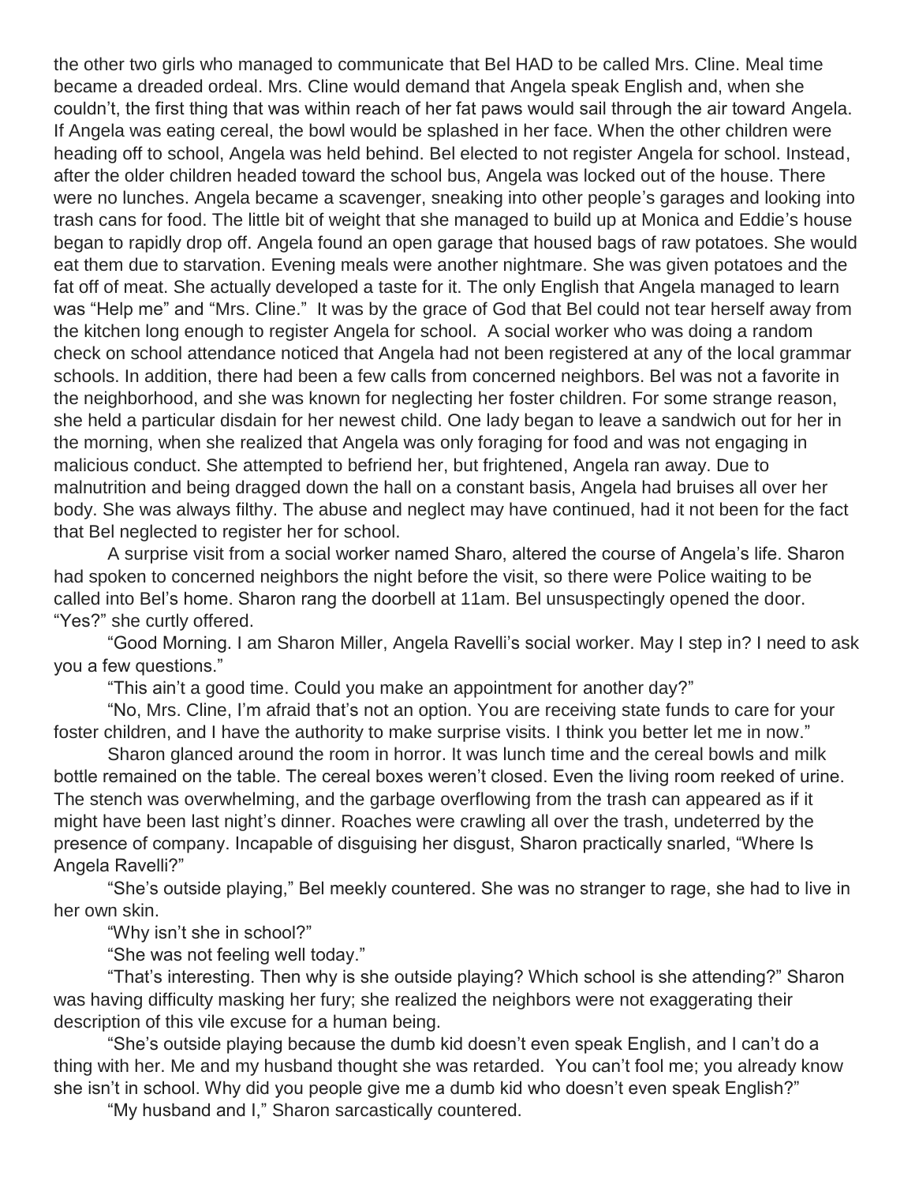the other two girls who managed to communicate that Bel HAD to be called Mrs. Cline. Meal time became a dreaded ordeal. Mrs. Cline would demand that Angela speak English and, when she couldn't, the first thing that was within reach of her fat paws would sail through the air toward Angela. If Angela was eating cereal, the bowl would be splashed in her face. When the other children were heading off to school, Angela was held behind. Bel elected to not register Angela for school. Instead, after the older children headed toward the school bus, Angela was locked out of the house. There were no lunches. Angela became a scavenger, sneaking into other people's garages and looking into trash cans for food. The little bit of weight that she managed to build up at Monica and Eddie's house began to rapidly drop off. Angela found an open garage that housed bags of raw potatoes. She would eat them due to starvation. Evening meals were another nightmare. She was given potatoes and the fat off of meat. She actually developed a taste for it. The only English that Angela managed to learn was "Help me" and "Mrs. Cline." It was by the grace of God that Bel could not tear herself away from the kitchen long enough to register Angela for school. A social worker who was doing a random check on school attendance noticed that Angela had not been registered at any of the local grammar schools. In addition, there had been a few calls from concerned neighbors. Bel was not a favorite in the neighborhood, and she was known for neglecting her foster children. For some strange reason, she held a particular disdain for her newest child. One lady began to leave a sandwich out for her in the morning, when she realized that Angela was only foraging for food and was not engaging in malicious conduct. She attempted to befriend her, but frightened, Angela ran away. Due to malnutrition and being dragged down the hall on a constant basis, Angela had bruises all over her body. She was always filthy. The abuse and neglect may have continued, had it not been for the fact that Bel neglected to register her for school.

A surprise visit from a social worker named Sharo, altered the course of Angela's life. Sharon had spoken to concerned neighbors the night before the visit, so there were Police waiting to be called into Bel's home. Sharon rang the doorbell at 11am. Bel unsuspectingly opened the door. "Yes?" she curtly offered.

"Good Morning. I am Sharon Miller, Angela Ravelli's social worker. May I step in? I need to ask you a few questions."

"This ain't a good time. Could you make an appointment for another day?"

"No, Mrs. Cline, I'm afraid that's not an option. You are receiving state funds to care for your foster children, and I have the authority to make surprise visits. I think you better let me in now."

Sharon glanced around the room in horror. It was lunch time and the cereal bowls and milk bottle remained on the table. The cereal boxes weren't closed. Even the living room reeked of urine. The stench was overwhelming, and the garbage overflowing from the trash can appeared as if it might have been last night's dinner. Roaches were crawling all over the trash, undeterred by the presence of company. Incapable of disguising her disgust, Sharon practically snarled, "Where Is Angela Ravelli?"

"She's outside playing," Bel meekly countered. She was no stranger to rage, she had to live in her own skin.

"Why isn't she in school?"

"She was not feeling well today."

"That's interesting. Then why is she outside playing? Which school is she attending?" Sharon was having difficulty masking her fury; she realized the neighbors were not exaggerating their description of this vile excuse for a human being.

"She's outside playing because the dumb kid doesn't even speak English, and I can't do a thing with her. Me and my husband thought she was retarded. You can't fool me; you already know she isn't in school. Why did you people give me a dumb kid who doesn't even speak English?"

"My husband and I," Sharon sarcastically countered.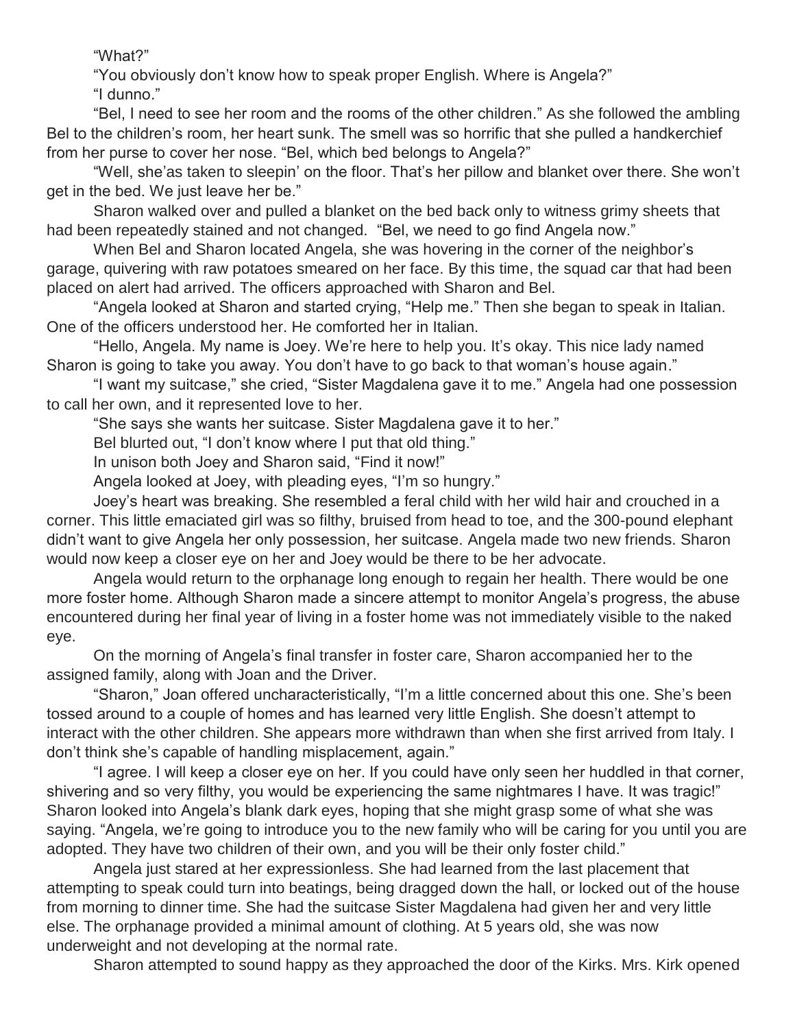"What?"

"You obviously don't know how to speak proper English. Where is Angela?"

"I dunno."

"Bel, I need to see her room and the rooms of the other children." As she followed the ambling Bel to the children's room, her heart sunk. The smell was so horrific that she pulled a handkerchief from her purse to cover her nose. "Bel, which bed belongs to Angela?"

"Well, she'as taken to sleepin' on the floor. That's her pillow and blanket over there. She won't get in the bed. We just leave her be."

Sharon walked over and pulled a blanket on the bed back only to witness grimy sheets that had been repeatedly stained and not changed. "Bel, we need to go find Angela now."

When Bel and Sharon located Angela, she was hovering in the corner of the neighbor's garage, quivering with raw potatoes smeared on her face. By this time, the squad car that had been placed on alert had arrived. The officers approached with Sharon and Bel.

"Angela looked at Sharon and started crying, "Help me." Then she began to speak in Italian. One of the officers understood her. He comforted her in Italian.

"Hello, Angela. My name is Joey. We're here to help you. It's okay. This nice lady named Sharon is going to take you away. You don't have to go back to that woman's house again."

"I want my suitcase," she cried, "Sister Magdalena gave it to me." Angela had one possession to call her own, and it represented love to her.

"She says she wants her suitcase. Sister Magdalena gave it to her."

Bel blurted out, "I don't know where I put that old thing."

In unison both Joey and Sharon said, "Find it now!"

Angela looked at Joey, with pleading eyes, "I'm so hungry."

Joey's heart was breaking. She resembled a feral child with her wild hair and crouched in a corner. This little emaciated girl was so filthy, bruised from head to toe, and the 300-pound elephant didn't want to give Angela her only possession, her suitcase. Angela made two new friends. Sharon would now keep a closer eye on her and Joey would be there to be her advocate.

Angela would return to the orphanage long enough to regain her health. There would be one more foster home. Although Sharon made a sincere attempt to monitor Angela's progress, the abuse encountered during her final year of living in a foster home was not immediately visible to the naked eye.

On the morning of Angela's final transfer in foster care, Sharon accompanied her to the assigned family, along with Joan and the Driver.

"Sharon," Joan offered uncharacteristically, "I'm a little concerned about this one. She's been tossed around to a couple of homes and has learned very little English. She doesn't attempt to interact with the other children. She appears more withdrawn than when she first arrived from Italy. I don't think she's capable of handling misplacement, again."

"I agree. I will keep a closer eye on her. If you could have only seen her huddled in that corner, shivering and so very filthy, you would be experiencing the same nightmares I have. It was tragic!" Sharon looked into Angela's blank dark eyes, hoping that she might grasp some of what she was saying. "Angela, we're going to introduce you to the new family who will be caring for you until you are adopted. They have two children of their own, and you will be their only foster child."

Angela just stared at her expressionless. She had learned from the last placement that attempting to speak could turn into beatings, being dragged down the hall, or locked out of the house from morning to dinner time. She had the suitcase Sister Magdalena had given her and very little else. The orphanage provided a minimal amount of clothing. At 5 years old, she was now underweight and not developing at the normal rate.

Sharon attempted to sound happy as they approached the door of the Kirks. Mrs. Kirk opened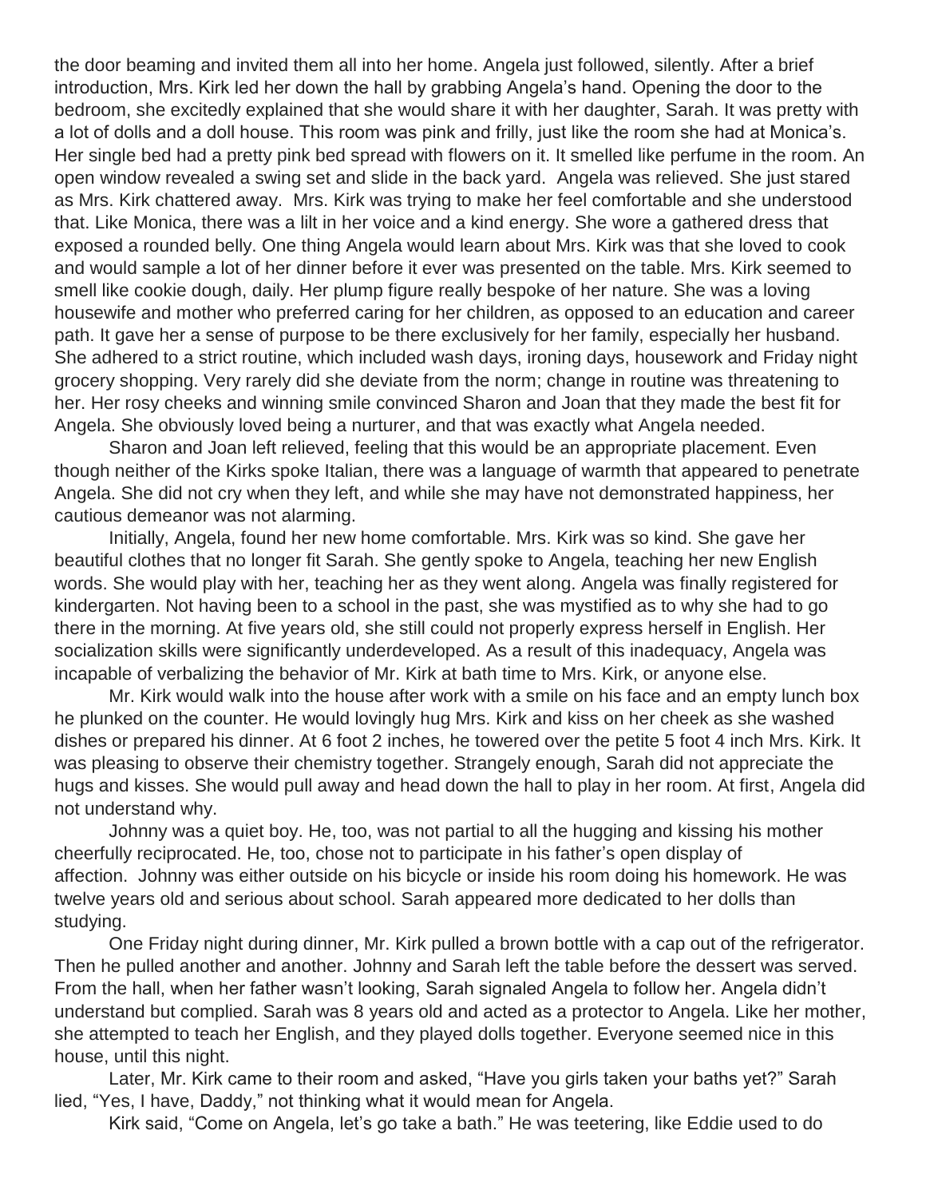the door beaming and invited them all into her home. Angela just followed, silently. After a brief introduction, Mrs. Kirk led her down the hall by grabbing Angela's hand. Opening the door to the bedroom, she excitedly explained that she would share it with her daughter, Sarah. It was pretty with a lot of dolls and a doll house. This room was pink and frilly, just like the room she had at Monica's. Her single bed had a pretty pink bed spread with flowers on it. It smelled like perfume in the room. An open window revealed a swing set and slide in the back yard. Angela was relieved. She just stared as Mrs. Kirk chattered away. Mrs. Kirk was trying to make her feel comfortable and she understood that. Like Monica, there was a lilt in her voice and a kind energy. She wore a gathered dress that exposed a rounded belly. One thing Angela would learn about Mrs. Kirk was that she loved to cook and would sample a lot of her dinner before it ever was presented on the table. Mrs. Kirk seemed to smell like cookie dough, daily. Her plump figure really bespoke of her nature. She was a loving housewife and mother who preferred caring for her children, as opposed to an education and career path. It gave her a sense of purpose to be there exclusively for her family, especially her husband. She adhered to a strict routine, which included wash days, ironing days, housework and Friday night grocery shopping. Very rarely did she deviate from the norm; change in routine was threatening to her. Her rosy cheeks and winning smile convinced Sharon and Joan that they made the best fit for Angela. She obviously loved being a nurturer, and that was exactly what Angela needed.

Sharon and Joan left relieved, feeling that this would be an appropriate placement. Even though neither of the Kirks spoke Italian, there was a language of warmth that appeared to penetrate Angela. She did not cry when they left, and while she may have not demonstrated happiness, her cautious demeanor was not alarming.

Initially, Angela, found her new home comfortable. Mrs. Kirk was so kind. She gave her beautiful clothes that no longer fit Sarah. She gently spoke to Angela, teaching her new English words. She would play with her, teaching her as they went along. Angela was finally registered for kindergarten. Not having been to a school in the past, she was mystified as to why she had to go there in the morning. At five years old, she still could not properly express herself in English. Her socialization skills were significantly underdeveloped. As a result of this inadequacy, Angela was incapable of verbalizing the behavior of Mr. Kirk at bath time to Mrs. Kirk, or anyone else.

Mr. Kirk would walk into the house after work with a smile on his face and an empty lunch box he plunked on the counter. He would lovingly hug Mrs. Kirk and kiss on her cheek as she washed dishes or prepared his dinner. At 6 foot 2 inches, he towered over the petite 5 foot 4 inch Mrs. Kirk. It was pleasing to observe their chemistry together. Strangely enough, Sarah did not appreciate the hugs and kisses. She would pull away and head down the hall to play in her room. At first, Angela did not understand why.

Johnny was a quiet boy. He, too, was not partial to all the hugging and kissing his mother cheerfully reciprocated. He, too, chose not to participate in his father's open display of affection. Johnny was either outside on his bicycle or inside his room doing his homework. He was twelve years old and serious about school. Sarah appeared more dedicated to her dolls than studying.

One Friday night during dinner, Mr. Kirk pulled a brown bottle with a cap out of the refrigerator. Then he pulled another and another. Johnny and Sarah left the table before the dessert was served. From the hall, when her father wasn't looking, Sarah signaled Angela to follow her. Angela didn't understand but complied. Sarah was 8 years old and acted as a protector to Angela. Like her mother, she attempted to teach her English, and they played dolls together. Everyone seemed nice in this house, until this night.

Later, Mr. Kirk came to their room and asked, "Have you girls taken your baths yet?" Sarah lied, "Yes, I have, Daddy," not thinking what it would mean for Angela.

Kirk said, "Come on Angela, let's go take a bath." He was teetering, like Eddie used to do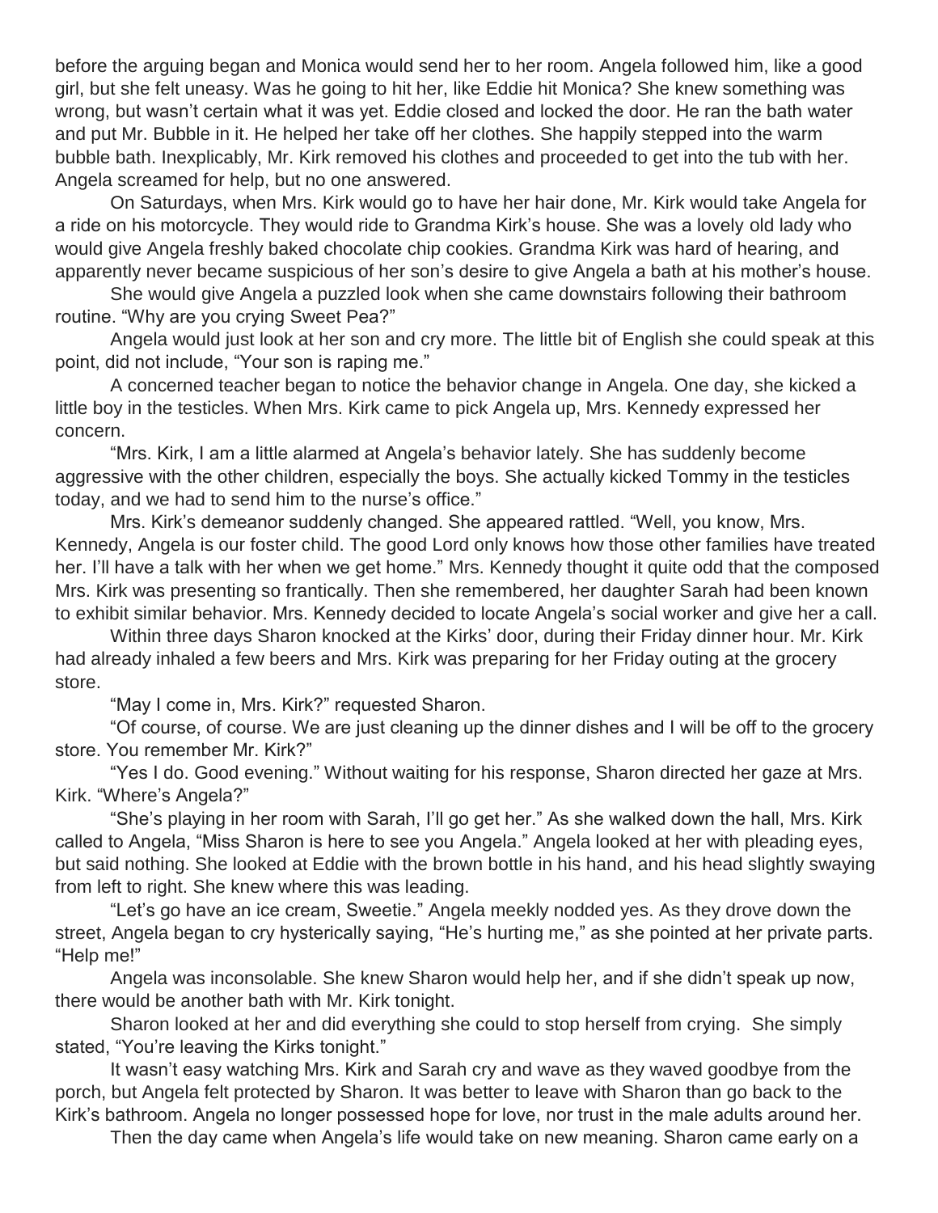before the arguing began and Monica would send her to her room. Angela followed him, like a good girl, but she felt uneasy. Was he going to hit her, like Eddie hit Monica? She knew something was wrong, but wasn't certain what it was yet. Eddie closed and locked the door. He ran the bath water and put Mr. Bubble in it. He helped her take off her clothes. She happily stepped into the warm bubble bath. Inexplicably, Mr. Kirk removed his clothes and proceeded to get into the tub with her. Angela screamed for help, but no one answered.

On Saturdays, when Mrs. Kirk would go to have her hair done, Mr. Kirk would take Angela for a ride on his motorcycle. They would ride to Grandma Kirk's house. She was a lovely old lady who would give Angela freshly baked chocolate chip cookies. Grandma Kirk was hard of hearing, and apparently never became suspicious of her son's desire to give Angela a bath at his mother's house.

She would give Angela a puzzled look when she came downstairs following their bathroom routine. "Why are you crying Sweet Pea?"

Angela would just look at her son and cry more. The little bit of English she could speak at this point, did not include, "Your son is raping me."

A concerned teacher began to notice the behavior change in Angela. One day, she kicked a little boy in the testicles. When Mrs. Kirk came to pick Angela up, Mrs. Kennedy expressed her concern.

"Mrs. Kirk, I am a little alarmed at Angela's behavior lately. She has suddenly become aggressive with the other children, especially the boys. She actually kicked Tommy in the testicles today, and we had to send him to the nurse's office."

Mrs. Kirk's demeanor suddenly changed. She appeared rattled. "Well, you know, Mrs. Kennedy, Angela is our foster child. The good Lord only knows how those other families have treated her. I'll have a talk with her when we get home." Mrs. Kennedy thought it quite odd that the composed Mrs. Kirk was presenting so frantically. Then she remembered, her daughter Sarah had been known to exhibit similar behavior. Mrs. Kennedy decided to locate Angela's social worker and give her a call.

Within three days Sharon knocked at the Kirks' door, during their Friday dinner hour. Mr. Kirk had already inhaled a few beers and Mrs. Kirk was preparing for her Friday outing at the grocery store.

"May I come in, Mrs. Kirk?" requested Sharon.

"Of course, of course. We are just cleaning up the dinner dishes and I will be off to the grocery store. You remember Mr. Kirk?"

"Yes I do. Good evening." Without waiting for his response, Sharon directed her gaze at Mrs. Kirk. "Where's Angela?"

"She's playing in her room with Sarah, I'll go get her." As she walked down the hall, Mrs. Kirk called to Angela, "Miss Sharon is here to see you Angela." Angela looked at her with pleading eyes, but said nothing. She looked at Eddie with the brown bottle in his hand, and his head slightly swaying from left to right. She knew where this was leading.

"Let's go have an ice cream, Sweetie." Angela meekly nodded yes. As they drove down the street, Angela began to cry hysterically saying, "He's hurting me," as she pointed at her private parts. "Help me!"

Angela was inconsolable. She knew Sharon would help her, and if she didn't speak up now, there would be another bath with Mr. Kirk tonight.

Sharon looked at her and did everything she could to stop herself from crying. She simply stated, "You're leaving the Kirks tonight."

It wasn't easy watching Mrs. Kirk and Sarah cry and wave as they waved goodbye from the porch, but Angela felt protected by Sharon. It was better to leave with Sharon than go back to the Kirk's bathroom. Angela no longer possessed hope for love, nor trust in the male adults around her.

Then the day came when Angela's life would take on new meaning. Sharon came early on a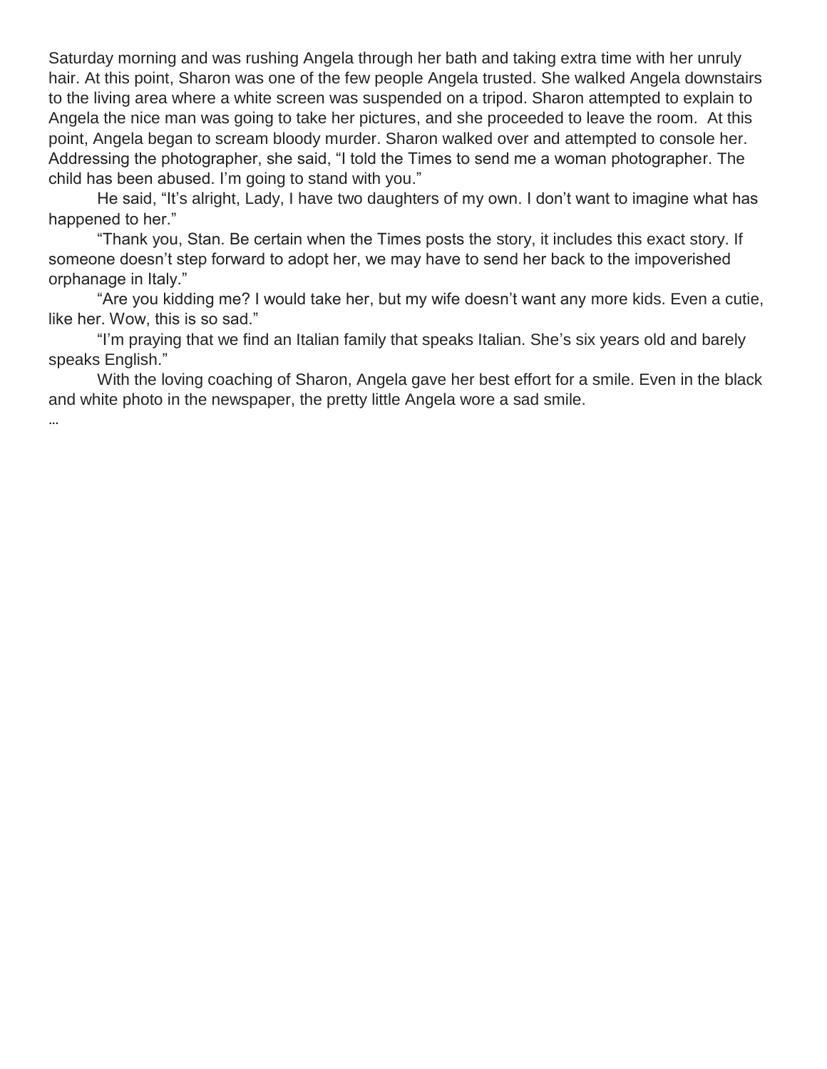Saturday morning and was rushing Angela through her bath and taking extra time with her unruly hair. At this point, Sharon was one of the few people Angela trusted. She walked Angela downstairs to the living area where a white screen was suspended on a tripod. Sharon attempted to explain to Angela the nice man was going to take her pictures, and she proceeded to leave the room. At this point, Angela began to scream bloody murder. Sharon walked over and attempted to console her. Addressing the photographer, she said, "I told the Times to send me a woman photographer. The child has been abused. I'm going to stand with you."

He said, "It's alright, Lady, I have two daughters of my own. I don't want to imagine what has happened to her."

"Thank you, Stan. Be certain when the Times posts the story, it includes this exact story. If someone doesn't step forward to adopt her, we may have to send her back to the impoverished orphanage in Italy."

"Are you kidding me? I would take her, but my wife doesn't want any more kids. Even a cutie, like her. Wow, this is so sad."

"I'm praying that we find an Italian family that speaks Italian. She's six years old and barely speaks English."

With the loving coaching of Sharon, Angela gave her best effort for a smile. Even in the black and white photo in the newspaper, the pretty little Angela wore a sad smile.

…